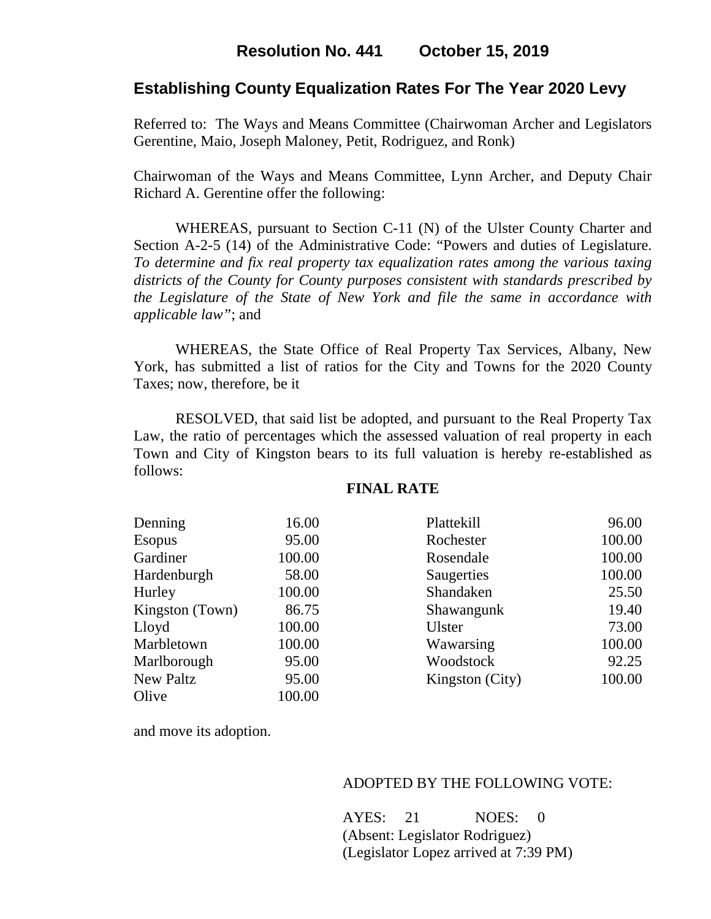**Resolution No. 441 October 15, 2019**

## Establishing County Equalization Rates For The Year 2020 Levy

Referred to: The Ways and Means Committee (Chairwoman Archer and Legislators Gerentine, Maio, Joseph Maloney, Petit, Rodriguez, and Ronk)

Chairwoman of the Ways and Means Committee, Lynn Archer, and Deputy Chair Richard A. Gerentine offer the following:

WHEREAS, pursuant to Section C-11 (N) of the Ulster County Charter and Section A-2-5 (14) of the Administrative Code: "Powers and duties of Legislature. *To determine and fix real property tax equalization rates among the various taxing districts of the County for County purposes consistent with standards prescribed by the Legislature of the State of New York and file the same in accordance with applicable law"*; and

WHEREAS, the State Office of Real Property Tax Services, Albany, New York, has submitted a list of ratios for the City and Towns for the 2020 County Taxes; now, therefore, be it

RESOLVED, that said list be adopted, and pursuant to the Real Property Tax Law, the ratio of percentages which the assessed valuation of real property in each Town and City of Kingston bears to its full valuation is hereby re-established as follows:

**FINAL RATE**

| Municipality | Rate | Municipality | Rate |
|---|---|---|---|
| Denning | 16.00 | Plattekill | 96.00 |
| Esopus | 95.00 | Rochester | 100.00 |
| Gardiner | 100.00 | Rosendale | 100.00 |
| Hardenburgh | 58.00 | Saugerties | 100.00 |
| Hurley | 100.00 | Shandaken | 25.50 |
| Kingston (Town) | 86.75 | Shawangunk | 19.40 |
| Lloyd | 100.00 | Ulster | 73.00 |
| Marbletown | 100.00 | Wawarsing | 100.00 |
| Marlborough | 95.00 | Woodstock | 92.25 |
| New Paltz | 95.00 | Kingston (City) | 100.00 |
| Olive | 100.00 | | |

and move its adoption.

ADOPTED BY THE FOLLOWING VOTE:

AYES: 21 NOES: 0
(Absent: Legislator Rodriguez)
(Legislator Lopez arrived at 7:39 PM)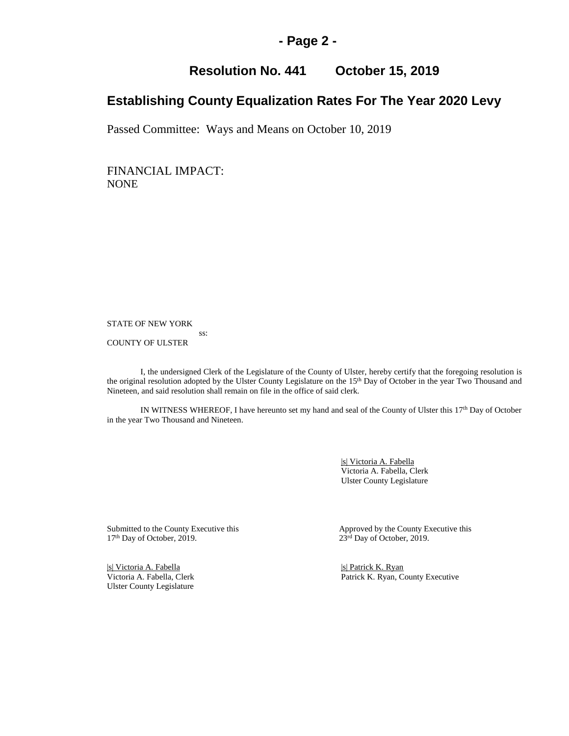## Resolution No. 441 October 15, 2019

## Establishing County Equalization Rates For The Year 2020 Levy

Passed Committee: Ways and Means on October 10, 2019

FINANCIAL IMPACT:
NONE

STATE OF NEW YORK
ss:
COUNTY OF ULSTER

I, the undersigned Clerk of the Legislature of the County of Ulster, hereby certify that the foregoing resolution is the original resolution adopted by the Ulster County Legislature on the 15th Day of October in the year Two Thousand and Nineteen, and said resolution shall remain on file in the office of said clerk.

IN WITNESS WHEREOF, I have hereunto set my hand and seal of the County of Ulster this 17th Day of October in the year Two Thousand and Nineteen.

|s| Victoria A. Fabella
Victoria A. Fabella, Clerk
Ulster County Legislature

Submitted to the County Executive this
17th Day of October, 2019.

|s| Victoria A. Fabella
Victoria A. Fabella, Clerk
Ulster County Legislature

Approved by the County Executive this
23rd Day of October, 2019.

|s| Patrick K. Ryan
Patrick K. Ryan, County Executive